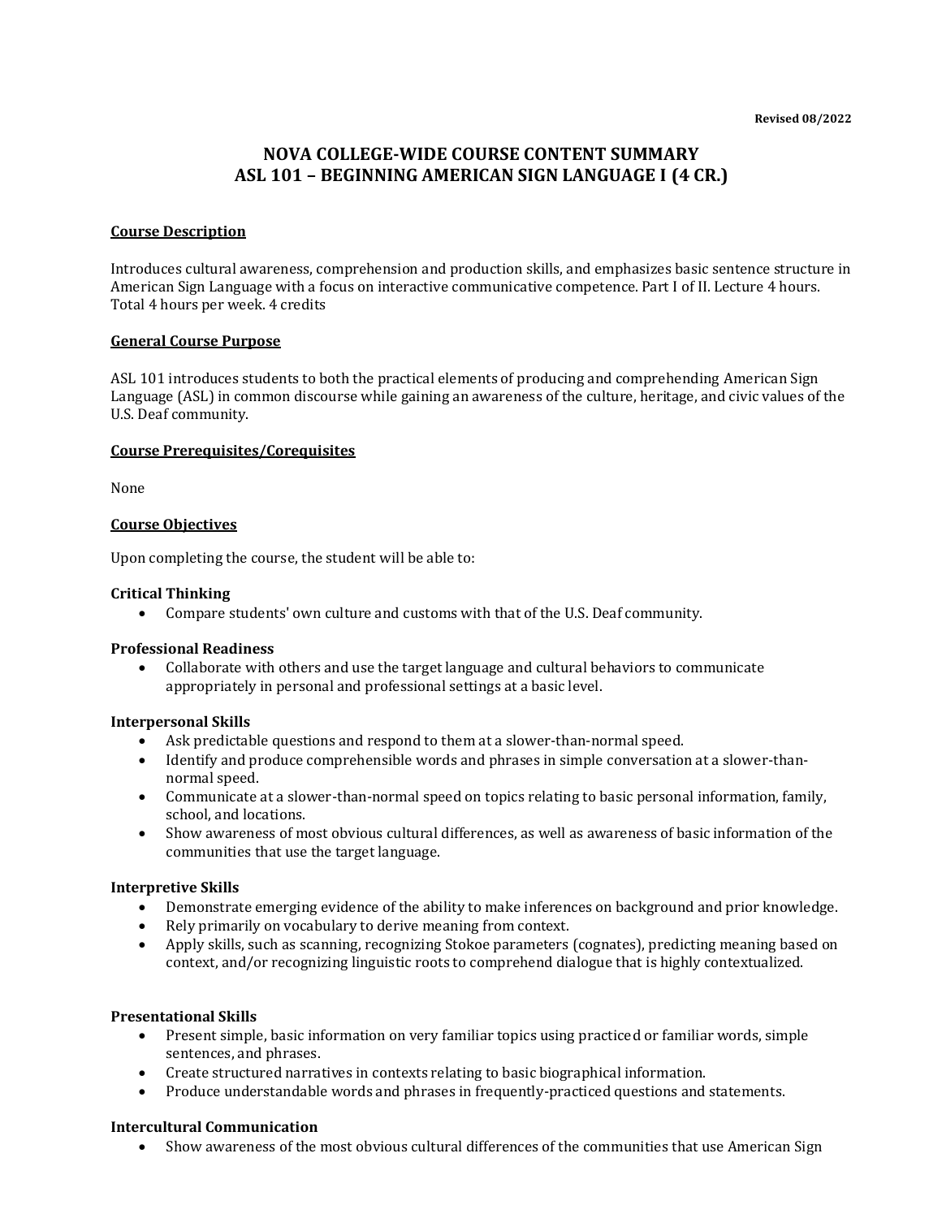Revised 08/2022

# NOVA COLLEGE-WIDE COURSE CONTENT SUMMARY
# ASL 101 – BEGINNING AMERICAN SIGN LANGUAGE I (4 CR.)

## Course Description

Introduces cultural awareness, comprehension and production skills, and emphasizes basic sentence structure in American Sign Language with a focus on interactive communicative competence. Part I of II. Lecture 4 hours. Total 4 hours per week. 4 credits

## General Course Purpose

ASL 101 introduces students to both the practical elements of producing and comprehending American Sign Language (ASL) in common discourse while gaining an awareness of the culture, heritage, and civic values of the U.S. Deaf community.

## Course Prerequisites/Corequisites

None

## Course Objectives

Upon completing the course, the student will be able to:

### Critical Thinking

- Compare students' own culture and customs with that of the U.S. Deaf community.

### Professional Readiness

- Collaborate with others and use the target language and cultural behaviors to communicate appropriately in personal and professional settings at a basic level.

### Interpersonal Skills

- Ask predictable questions and respond to them at a slower-than-normal speed.
- Identify and produce comprehensible words and phrases in simple conversation at a slower-than-normal speed.
- Communicate at a slower-than-normal speed on topics relating to basic personal information, family, school, and locations.
- Show awareness of most obvious cultural differences, as well as awareness of basic information of the communities that use the target language.

### Interpretive Skills

- Demonstrate emerging evidence of the ability to make inferences on background and prior knowledge.
- Rely primarily on vocabulary to derive meaning from context.
- Apply skills, such as scanning, recognizing Stokoe parameters (cognates), predicting meaning based on context, and/or recognizing linguistic roots to comprehend dialogue that is highly contextualized.

### Presentational Skills

- Present simple, basic information on very familiar topics using practiced or familiar words, simple sentences, and phrases.
- Create structured narratives in contexts relating to basic biographical information.
- Produce understandable words and phrases in frequently-practiced questions and statements.

### Intercultural Communication

- Show awareness of the most obvious cultural differences of the communities that use American Sign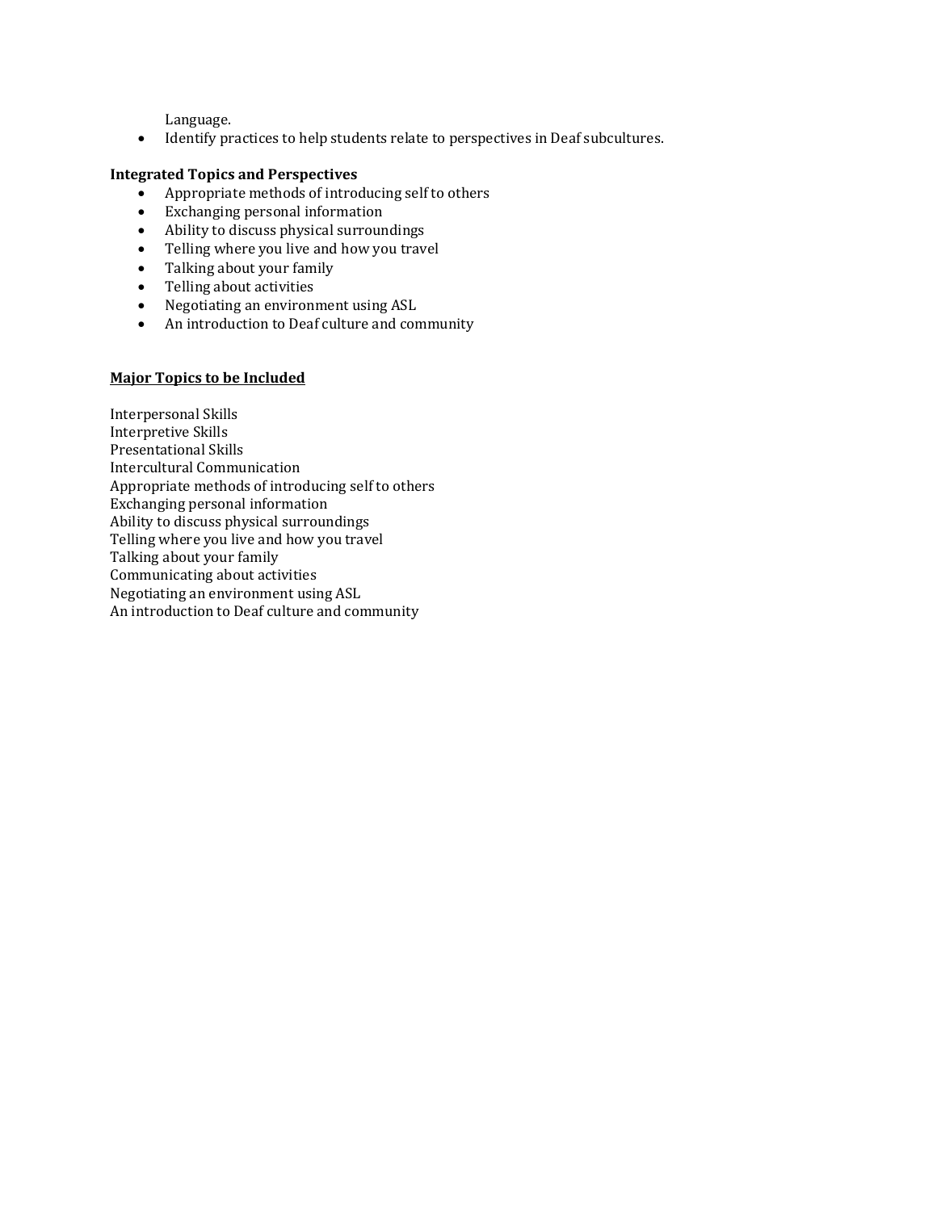Language.

- Identify practices to help students relate to perspectives in Deaf subcultures.

**Integrated Topics and Perspectives**

- Appropriate methods of introducing self to others
- Exchanging personal information
- Ability to discuss physical surroundings
- Telling where you live and how you travel
- Talking about your family
- Telling about activities
- Negotiating an environment using ASL
- An introduction to Deaf culture and community

**<u>Major Topics to be Included</u>**

Interpersonal Skills
Interpretive Skills
Presentational Skills
Intercultural Communication
Appropriate methods of introducing self to others
Exchanging personal information
Ability to discuss physical surroundings
Telling where you live and how you travel
Talking about your family
Communicating about activities
Negotiating an environment using ASL
An introduction to Deaf culture and community